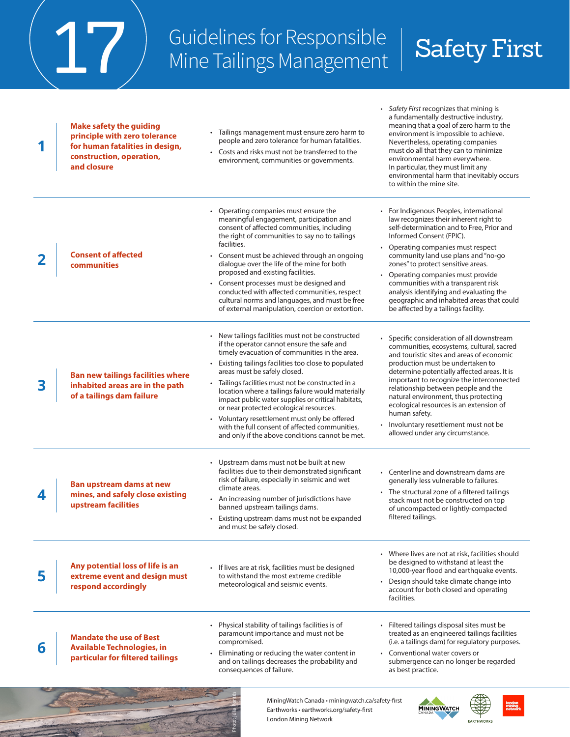# 17 Guidelines for Responsible Mine Tailings Management

## Safety First

| # | Guideline | | |
|---|---|---|---|
| 1 | **Make safety the guiding principle with zero tolerance for human fatalities in design, construction, operation, and closure** | • Tailings management must ensure zero harm to people and zero tolerance for human fatalities.<br>• Costs and risks must not be transferred to the environment, communities or governments. | • *Safety First* recognizes that mining is a fundamentally destructive industry, meaning that a goal of zero harm to the environment is impossible to achieve. Nevertheless, operating companies must do all that they can to minimize environmental harm everywhere. In particular, they must limit any environmental harm that inevitably occurs to within the mine site. |
| 2 | **Consent of affected communities** | • Operating companies must ensure the meaningful engagement, participation and consent of affected communities, including the right of communities to say no to tailings facilities.<br>• Consent must be achieved through an ongoing dialogue over the life of the mine for both proposed and existing facilities.<br>• Consent processes must be designed and conducted with affected communities, respect cultural norms and languages, and must be free of external manipulation, coercion or extortion. | • For Indigenous Peoples, international law recognizes their inherent right to self-determination and to Free, Prior and Informed Consent (FPIC).<br>• Operating companies must respect community land use plans and "no-go zones" to protect sensitive areas.<br>• Operating companies must provide communities with a transparent risk analysis identifying and evaluating the geographic and inhabited areas that could be affected by a tailings facility. |
| 3 | **Ban new tailings facilities where inhabited areas are in the path of a tailings dam failure** | • New tailings facilities must not be constructed if the operator cannot ensure the safe and timely evacuation of communities in the area.<br>• Existing tailings facilities too close to populated areas must be safely closed.<br>• Tailings facilities must not be constructed in a location where a tailings failure would materially impact public water supplies or critical habitats, or near protected ecological resources.<br>• Voluntary resettlement must only be offered with the full consent of affected communities, and only if the above conditions cannot be met. | • Specific consideration of all downstream communities, ecosystems, cultural, sacred and touristic sites and areas of economic production must be undertaken to determine potentially affected areas. It is important to recognize the interconnected relationship between people and the natural environment, thus protecting ecological resources is an extension of human safety.<br>• Involuntary resettlement must not be allowed under any circumstance. |
| 4 | **Ban upstream dams at new mines, and safely close existing upstream facilities** | • Upstream dams must not be built at new facilities due to their demonstrated significant risk of failure, especially in seismic and wet climate areas.<br>• An increasing number of jurisdictions have banned upstream tailings dams.<br>• Existing upstream dams must not be expanded and must be safely closed. | • Centerline and downstream dams are generally less vulnerable to failures.<br>• The structural zone of a filtered tailings stack must not be constructed on top of uncompacted or lightly-compacted filtered tailings. |
| 5 | **Any potential loss of life is an extreme event and design must respond accordingly** | • If lives are at risk, facilities must be designed to withstand the most extreme credible meteorological and seismic events. | • Where lives are not at risk, facilities should be designed to withstand at least the 10,000-year flood and earthquake events.<br>• Design should take climate change into account for both closed and operating facilities. |
| 6 | **Mandate the use of Best Available Technologies, in particular for filtered tailings** | • Physical stability of tailings facilities is of paramount importance and must not be compromised.<br>• Eliminating or reducing the water content in and on tailings decreases the probability and consequences of failure. | • Filtered tailings disposal sites must be treated as an engineered tailings facility (i.e. a tailings dam) for regulatory purposes.<br>• Conventional water covers or submergence can no longer be regarded as best practice. |

Photo: Julia Yeates

MiningWatch Canada • miningwatch.ca/safety-first
Earthworks • earthworks.org/safety-first
London Mining Network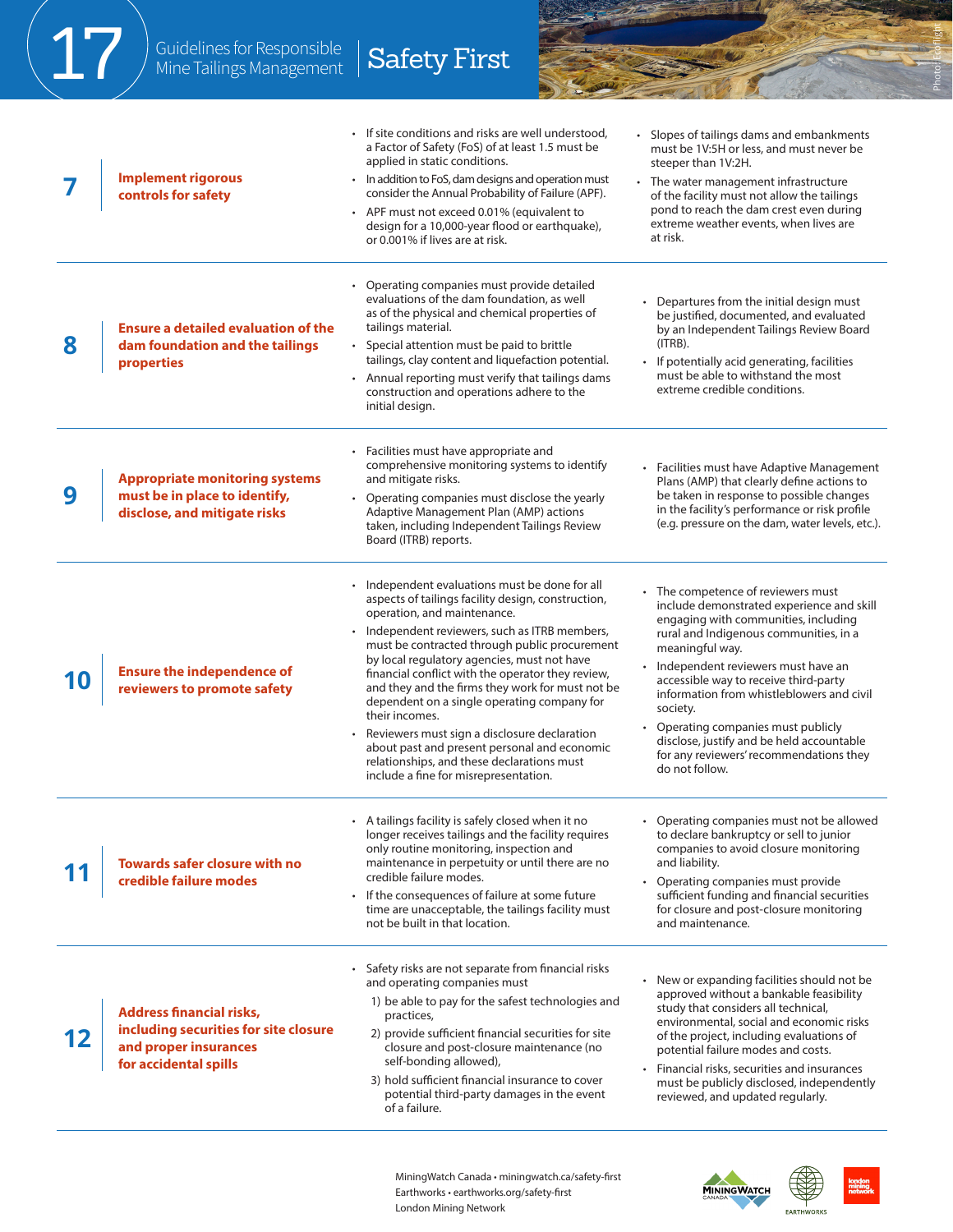# 17 Guidelines for Responsible Mine Tailings Management | Safety First

Photo: Ecoflight

## 7 Implement rigorous controls for safety

- If site conditions and risks are well understood, a Factor of Safety (FoS) of at least 1.5 must be applied in static conditions.
- In addition to FoS, dam designs and operation must consider the Annual Probability of Failure (APF).
- APF must not exceed 0.01% (equivalent to design for a 10,000-year flood or earthquake), or 0.001% if lives are at risk.
- Slopes of tailings dams and embankments must be 1V:5H or less, and must never be steeper than 1V:2H.
- The water management infrastructure of the facility must not allow the tailings pond to reach the dam crest even during extreme weather events, when lives are at risk.

## 8 Ensure a detailed evaluation of the dam foundation and the tailings properties

- Operating companies must provide detailed evaluations of the dam foundation, as well as of the physical and chemical properties of tailings material.
- Special attention must be paid to brittle tailings, clay content and liquefaction potential.
- Annual reporting must verify that tailings dams construction and operations adhere to the initial design.
- Departures from the initial design must be justified, documented, and evaluated by an Independent Tailings Review Board (ITRB).
- If potentially acid generating, facilities must be able to withstand the most extreme credible conditions.

## 9 Appropriate monitoring systems must be in place to identify, disclose, and mitigate risks

- Facilities must have appropriate and comprehensive monitoring systems to identify and mitigate risks.
- Operating companies must disclose the yearly Adaptive Management Plan (AMP) actions taken, including Independent Tailings Review Board (ITRB) reports.
- Facilities must have Adaptive Management Plans (AMP) that clearly define actions to be taken in response to possible changes in the facility's performance or risk profile (e.g. pressure on the dam, water levels, etc.).

## 10 Ensure the independence of reviewers to promote safety

- Independent evaluations must be done for all aspects of tailings facility design, construction, operation, and maintenance.
- Independent reviewers, such as ITRB members, must be contracted through public procurement by local regulatory agencies, must not have financial conflict with the operator they review, and they and the firms they work for must not be dependent on a single operating company for their incomes.
- Reviewers must sign a disclosure declaration about past and present personal and economic relationships, and these declarations must include a fine for misrepresentation.
- The competence of reviewers must include demonstrated experience and skill engaging with communities, including rural and Indigenous communities, in a meaningful way.
- Independent reviewers must have an accessible way to receive third-party information from whistleblowers and civil society.
- Operating companies must publicly disclose, justify and be held accountable for any reviewers' recommendations they do not follow.

## 11 Towards safer closure with no credible failure modes

- A tailings facility is safely closed when it no longer receives tailings and the facility requires only routine monitoring, inspection and maintenance in perpetuity or until there are no credible failure modes.
- If the consequences of failure at some future time are unacceptable, the tailings facility must not be built in that location.
- Operating companies must not be allowed to declare bankruptcy or sell to junior companies to avoid closure monitoring and liability.
- Operating companies must provide sufficient funding and financial securities for closure and post-closure monitoring and maintenance.

## 12 Address financial risks, including securities for site closure and proper insurances for accidental spills

- Safety risks are not separate from financial risks and operating companies must
  1) be able to pay for the safest technologies and practices,
  2) provide sufficient financial securities for site closure and post-closure maintenance (no self-bonding allowed),
  3) hold sufficient financial insurance to cover potential third-party damages in the event of a failure.
- New or expanding facilities should not be approved without a bankable feasibility study that considers all technical, environmental, social and economic risks of the project, including evaluations of potential failure modes and costs.
- Financial risks, securities and insurances must be publicly disclosed, independently reviewed, and updated regularly.

MiningWatch Canada • miningwatch.ca/safety-first
Earthworks • earthworks.org/safety-first
London Mining Network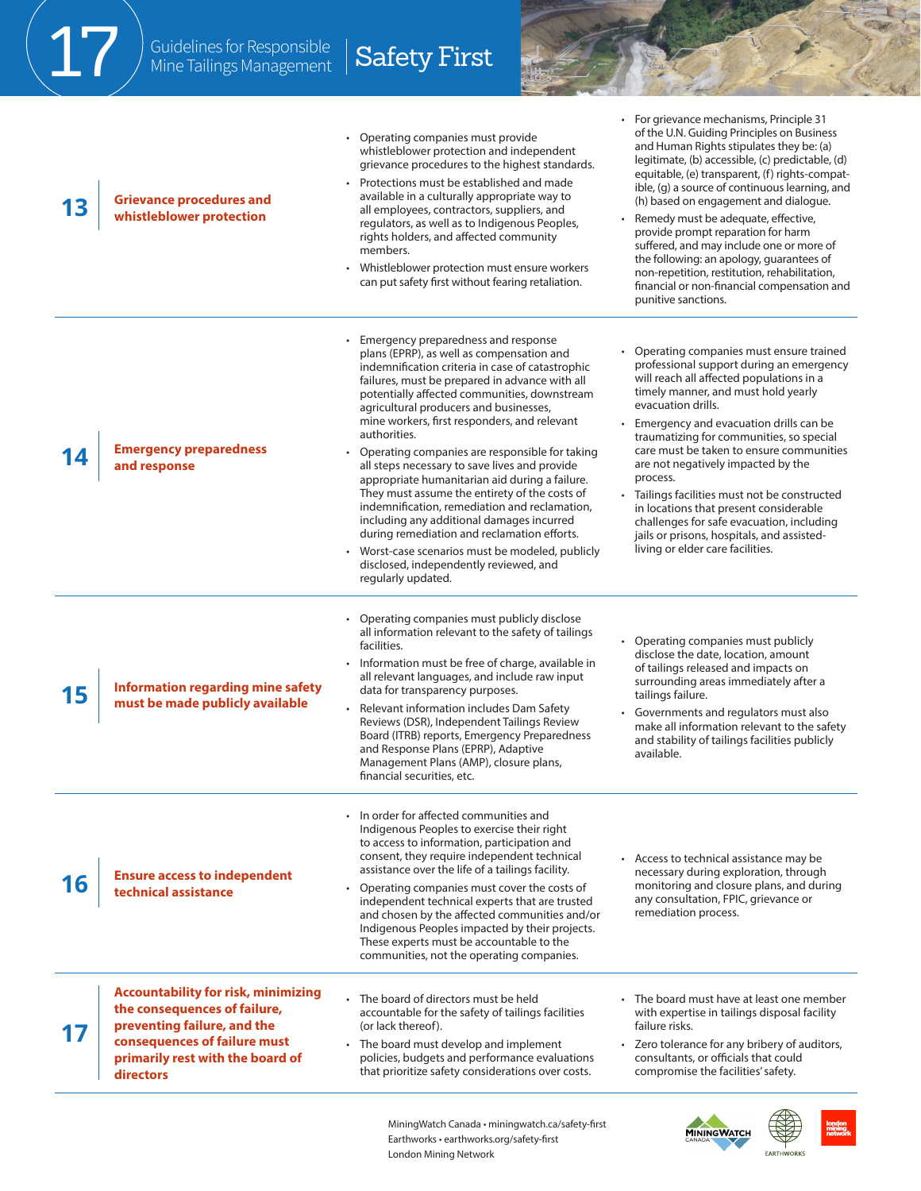# 17 Guidelines for Responsible Mine Tailings Management | Safety First

## 13 Grievance procedures and whistleblower protection

- Operating companies must provide whistleblower protection and independent grievance procedures to the highest standards.
- Protections must be established and made available in a culturally appropriate way to all employees, contractors, suppliers, and regulators, as well as to Indigenous Peoples, rights holders, and affected community members.
- Whistleblower protection must ensure workers can put safety first without fearing retaliation.
- For grievance mechanisms, Principle 31 of the U.N. Guiding Principles on Business and Human Rights stipulates they be: (a) legitimate, (b) accessible, (c) predictable, (d) equitable, (e) transparent, (f) rights-compatible, (g) a source of continuous learning, and (h) based on engagement and dialogue.
- Remedy must be adequate, effective, provide prompt reparation for harm suffered, and may include one or more of the following: an apology, guarantees of non-repetition, restitution, rehabilitation, financial or non-financial compensation and punitive sanctions.

## 14 Emergency preparedness and response

- Emergency preparedness and response plans (EPRP), as well as compensation and indemnification criteria in case of catastrophic failures, must be prepared in advance with all potentially affected communities, downstream agricultural producers and businesses, mine workers, first responders, and relevant authorities.
- Operating companies are responsible for taking all steps necessary to save lives and provide appropriate humanitarian aid during a failure. They must assume the entirety of the costs of indemnification, remediation and reclamation, including any additional damages incurred during remediation and reclamation efforts.
- Worst-case scenarios must be modeled, publicly disclosed, independently reviewed, and regularly updated.
- Operating companies must ensure trained professional support during an emergency will reach all affected populations in a timely manner, and must hold yearly evacuation drills.
- Emergency and evacuation drills can be traumatizing for communities, so special care must be taken to ensure communities are not negatively impacted by the process.
- Tailings facilities must not be constructed in locations that present considerable challenges for safe evacuation, including jails or prisons, hospitals, and assisted-living or elder care facilities.

## 15 Information regarding mine safety must be made publicly available

- Operating companies must publicly disclose all information relevant to the safety of tailings facilities.
- Information must be free of charge, available in all relevant languages, and include raw input data for transparency purposes.
- Relevant information includes Dam Safety Reviews (DSR), Independent Tailings Review Board (ITRB) reports, Emergency Preparedness and Response Plans (EPRP), Adaptive Management Plans (AMP), closure plans, financial securities, etc.
- Operating companies must publicly disclose the date, location, amount of tailings released and impacts on surrounding areas immediately after a tailings failure.
- Governments and regulators must also make all information relevant to the safety and stability of tailings facilities publicly available.

## 16 Ensure access to independent technical assistance

- In order for affected communities and Indigenous Peoples to exercise their right to access to information, participation and consent, they require independent technical assistance over the life of a tailings facility.
- Operating companies must cover the costs of independent technical experts that are trusted and chosen by the affected communities and/or Indigenous Peoples impacted by their projects. These experts must be accountable to the communities, not the operating companies.
- Access to technical assistance may be necessary during exploration, through monitoring and closure plans, and during any consultation, FPIC, grievance or remediation process.

## 17 Accountability for risk, minimizing the consequences of failure, preventing failure, and the consequences of failure must primarily rest with the board of directors

- The board of directors must be held accountable for the safety of tailings facilities (or lack thereof).
- The board must develop and implement policies, budgets and performance evaluations that prioritize safety considerations over costs.
- The board must have at least one member with expertise in tailings disposal facility failure risks.
- Zero tolerance for any bribery of auditors, consultants, or officials that could compromise the facilities' safety.

MiningWatch Canada • miningwatch.ca/safety-first
Earthworks • earthworks.org/safety-first
London Mining Network